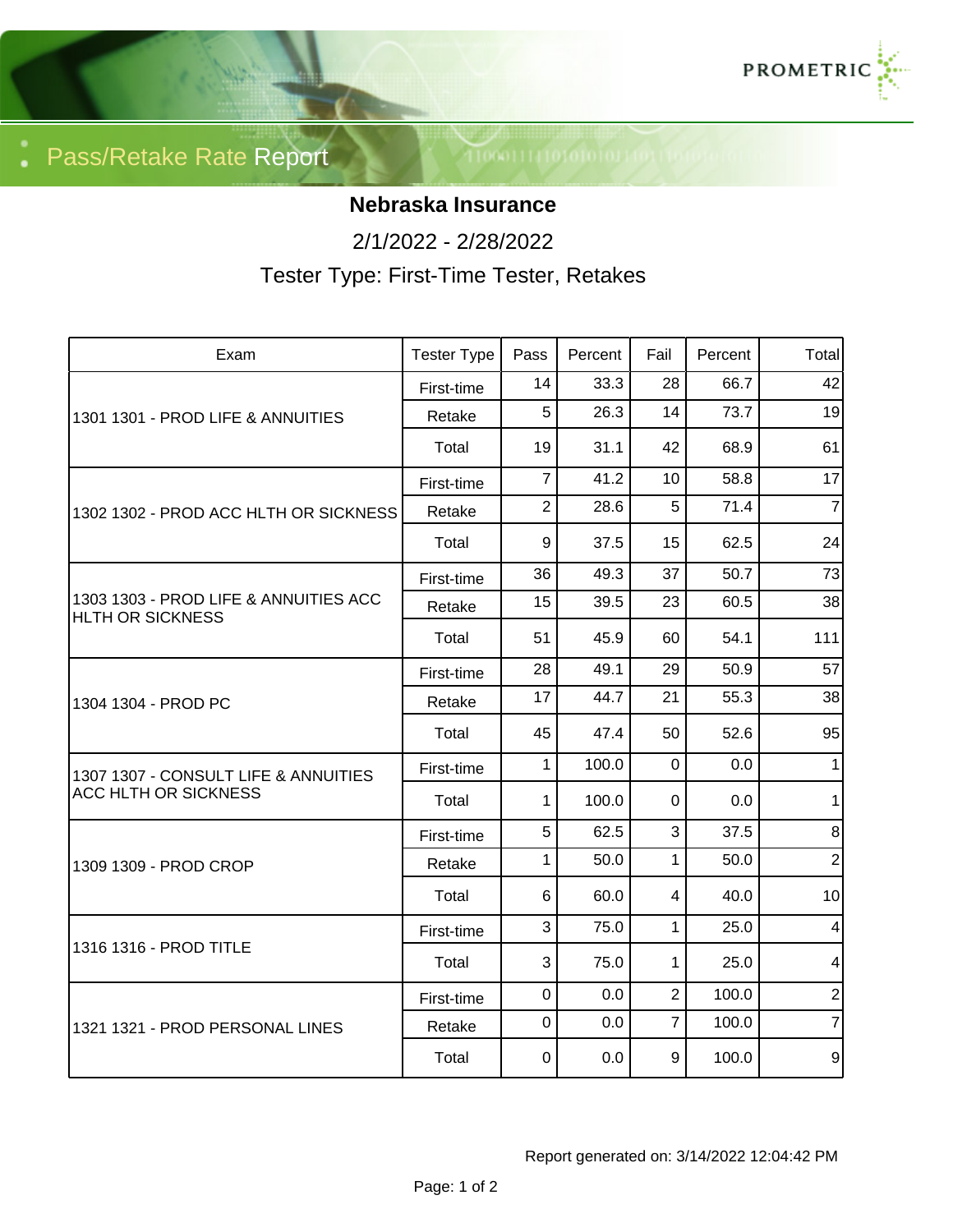# Pass/Retake Rate Report

## Nebraska Insurance

2/1/2022 - 2/28/2022

Tester Type: First-Time Tester, Retakes

| Exam | Tester Type | Pass | Percent | Fail | Percent | Total |
|---|---|---|---|---|---|---|
| 1301 1301 - PROD LIFE & ANNUITIES | First-time | 14 | 33.3 | 28 | 66.7 | 42 |
| | Retake | 5 | 26.3 | 14 | 73.7 | 19 |
| | Total | 19 | 31.1 | 42 | 68.9 | 61 |
| 1302 1302 - PROD ACC HLTH OR SICKNESS | First-time | 7 | 41.2 | 10 | 58.8 | 17 |
| | Retake | 2 | 28.6 | 5 | 71.4 | 7 |
| | Total | 9 | 37.5 | 15 | 62.5 | 24 |
| 1303 1303 - PROD LIFE & ANNUITIES ACC HLTH OR SICKNESS | First-time | 36 | 49.3 | 37 | 50.7 | 73 |
| | Retake | 15 | 39.5 | 23 | 60.5 | 38 |
| | Total | 51 | 45.9 | 60 | 54.1 | 111 |
| 1304 1304 - PROD PC | First-time | 28 | 49.1 | 29 | 50.9 | 57 |
| | Retake | 17 | 44.7 | 21 | 55.3 | 38 |
| | Total | 45 | 47.4 | 50 | 52.6 | 95 |
| 1307 1307 - CONSULT LIFE & ANNUITIES ACC HLTH OR SICKNESS | First-time | 1 | 100.0 | 0 | 0.0 | 1 |
| | Total | 1 | 100.0 | 0 | 0.0 | 1 |
| 1309 1309 - PROD CROP | First-time | 5 | 62.5 | 3 | 37.5 | 8 |
| | Retake | 1 | 50.0 | 1 | 50.0 | 2 |
| | Total | 6 | 60.0 | 4 | 40.0 | 10 |
| 1316 1316 - PROD TITLE | First-time | 3 | 75.0 | 1 | 25.0 | 4 |
| | Total | 3 | 75.0 | 1 | 25.0 | 4 |
| 1321 1321 - PROD PERSONAL LINES | First-time | 0 | 0.0 | 2 | 100.0 | 2 |
| | Retake | 0 | 0.0 | 7 | 100.0 | 7 |
| | Total | 0 | 0.0 | 9 | 100.0 | 9 |

Report generated on: 3/14/2022 12:04:42 PM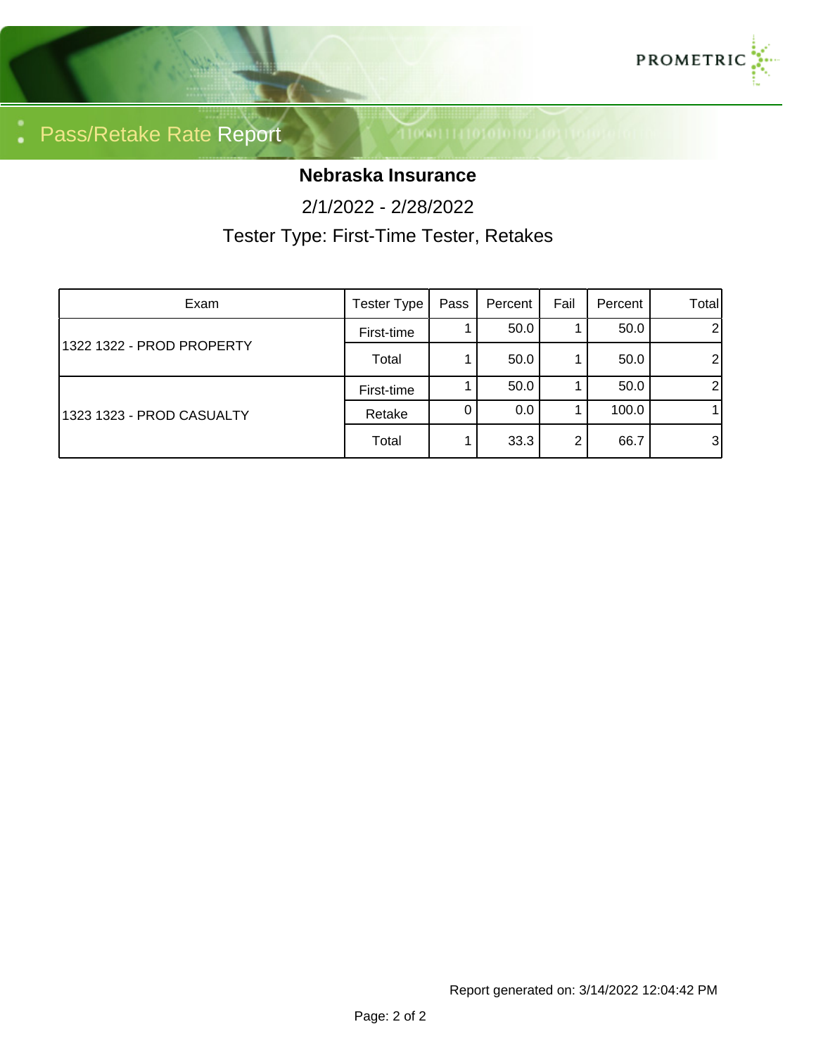# Pass/Retake Rate Report

## Nebraska Insurance

2/1/2022 - 2/28/2022

Tester Type: First-Time Tester, Retakes

| Exam | Tester Type | Pass | Percent | Fail | Percent | Total |
|---|---|---|---|---|---|---|
| 1322 1322 - PROD PROPERTY | First-time | 1 | 50.0 | 1 | 50.0 | 2 |
| | Total | 1 | 50.0 | 1 | 50.0 | 2 |
| 1323 1323 - PROD CASUALTY | First-time | 1 | 50.0 | 1 | 50.0 | 2 |
| | Retake | 0 | 0.0 | 1 | 100.0 | 1 |
| | Total | 1 | 33.3 | 2 | 66.7 | 3 |

Report generated on: 3/14/2022 12:04:42 PM